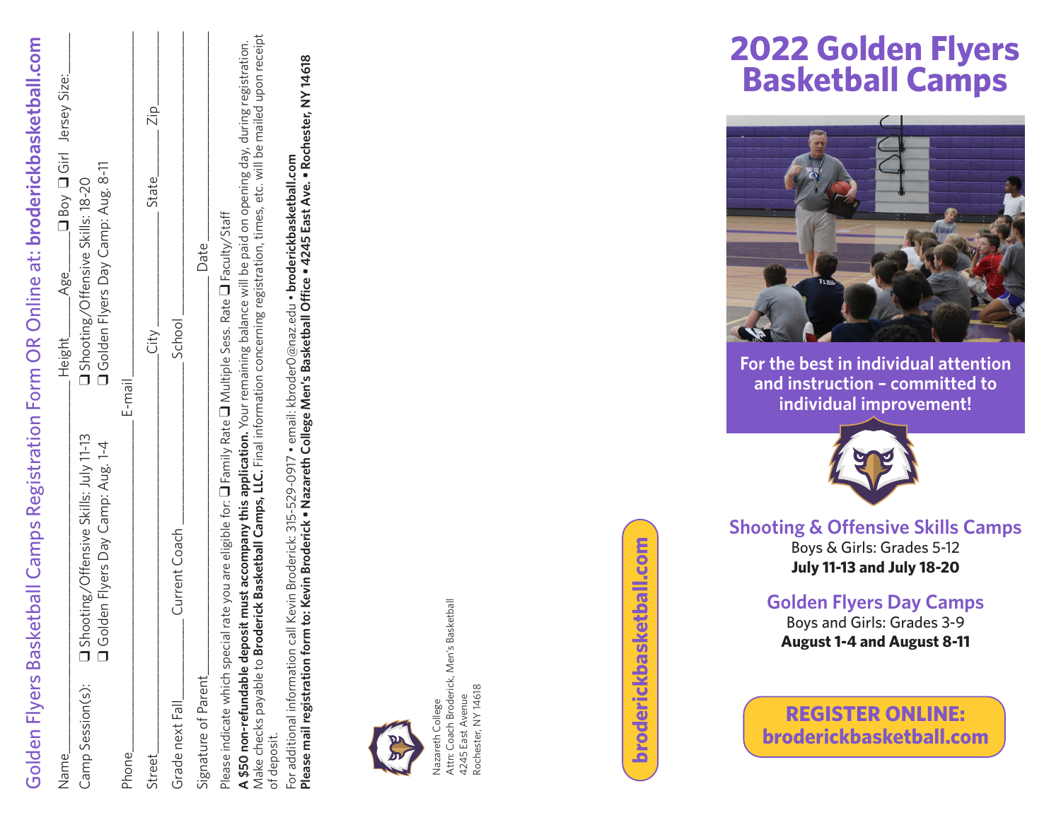# Golden Flyers Basketball Camps Registration Form OR Online at: **broderickbasketball.com**

Name__________________ Height_____ Age_____ ❑ Boy ❑ Girl Jersey Size:______

Camp Session(s): ❑ Shooting/Offensive Skills: July 11-13 ❑ Shooting/Offensive Skills: 18-20
❑ Golden Flyers Day Camp: Aug. 1-4 ❑ Golden Flyers Day Camp: Aug. 8-11

Phone__________________ E-mail__________________

Street__________________ City__________ State______ Zip______

Grade next Fall______ Current Coach__________________ School__________________

Signature of Parent__________________ Date__________

Please indicate which special rate you are eligible for: ❑ Family Rate ❑ Multiple Sess. Rate ❑ Faculty/Staff

**A $50 non-refundable deposit must accompany this application.** Your remaining balance will be paid on opening day, during registration. Make checks payable to **Broderick Basketball Camps, LLC.** Final information concerning registration, times, etc. will be mailed upon receipt of deposit.

For additional information call Kevin Broderick: 315-529-0917 • email: kbroder0@naz.edu • **broderickbasketball.com**

**Please mail registration form to: Kevin Broderick • Nazareth College Men's Basketball Office • 4245 East Ave. • Rochester, NY 14618**

Nazareth College
Attn: Coach Broderick, Men's Basketball
4245 East Avenue
Rochester, NY 14618

**broderickbasketball.com**

# 2022 Golden Flyers Basketball Camps

**For the best in individual attention and instruction – committed to individual improvement!**

## Shooting & Offensive Skills Camps

Boys & Girls: Grades 5-12
**July 11-13 and July 18-20**

## Golden Flyers Day Camps

Boys and Girls: Grades 3-9
**August 1-4 and August 8-11**

**REGISTER ONLINE: broderickbasketball.com**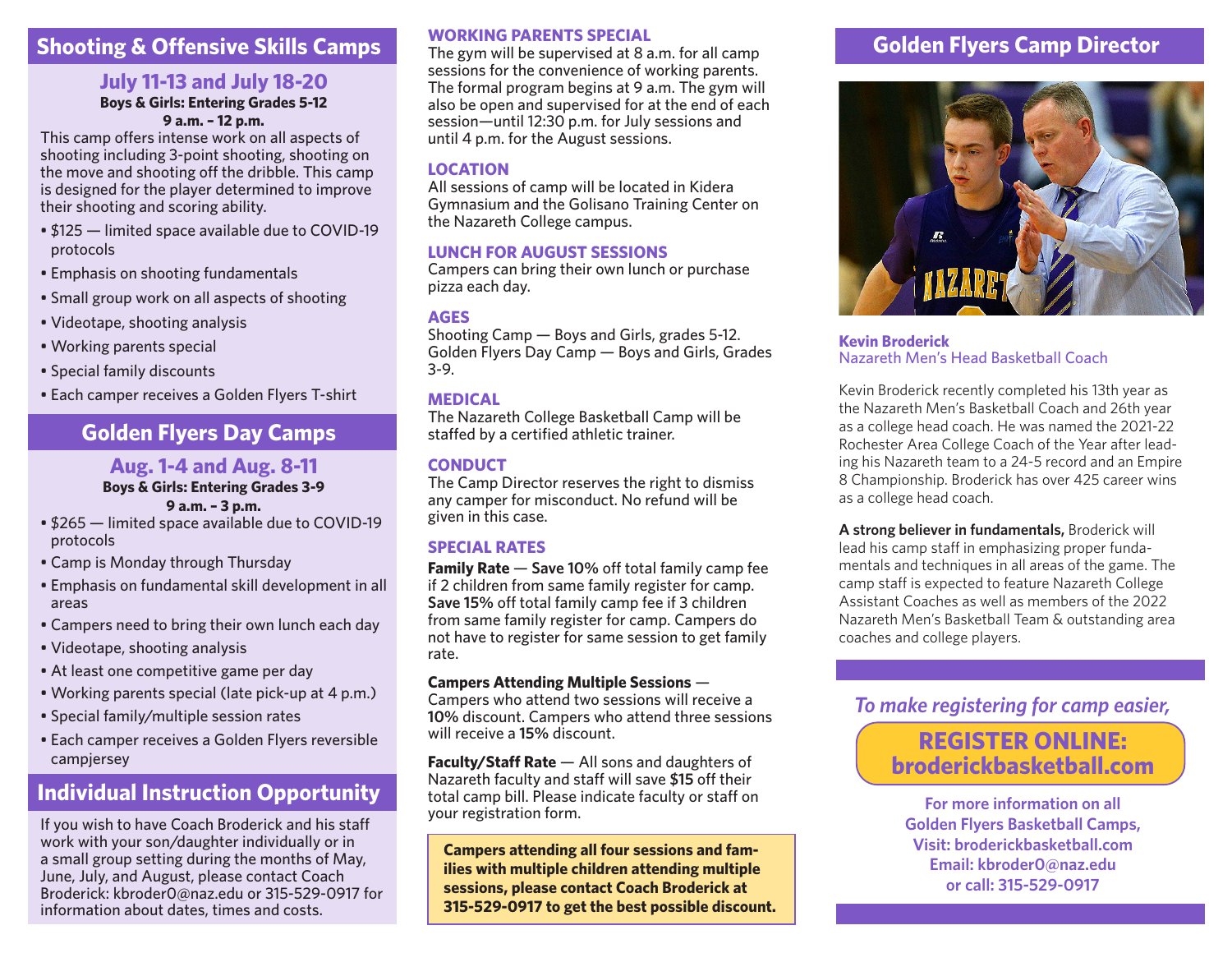## Shooting & Offensive Skills Camps

### July 11-13 and July 18-20

**Boys & Girls: Entering Grades 5-12**
**9 a.m. – 12 p.m.**

This camp offers intense work on all aspects of shooting including 3-point shooting, shooting on the move and shooting off the dribble. This camp is designed for the player determined to improve their shooting and scoring ability.

- $125 — limited space available due to COVID-19 protocols
- Emphasis on shooting fundamentals
- Small group work on all aspects of shooting
- Videotape, shooting analysis
- Working parents special
- Special family discounts
- Each camper receives a Golden Flyers T-shirt

## Golden Flyers Day Camps

### Aug. 1-4 and Aug. 8-11

**Boys & Girls: Entering Grades 3-9**
**9 a.m. – 3 p.m.**

- $265 — limited space available due to COVID-19 protocols
- Camp is Monday through Thursday
- Emphasis on fundamental skill development in all areas
- Campers need to bring their own lunch each day
- Videotape, shooting analysis
- At least one competitive game per day
- Working parents special (late pick-up at 4 p.m.)
- Special family/multiple session rates
- Each camper receives a Golden Flyers reversible campjersey

## Individual Instruction Opportunity

If you wish to have Coach Broderick and his staff work with your son/daughter individually or in a small group setting during the months of May, June, July, and August, please contact Coach Broderick: kbroder0@naz.edu or 315-529-0917 for information about dates, times and costs.

### WORKING PARENTS SPECIAL

The gym will be supervised at 8 a.m. for all camp sessions for the convenience of working parents. The formal program begins at 9 a.m. The gym will also be open and supervised for at the end of each session—until 12:30 p.m. for July sessions and until 4 p.m. for the August sessions.

### LOCATION

All sessions of camp will be located in Kidera Gymnasium and the Golisano Training Center on the Nazareth College campus.

### LUNCH FOR AUGUST SESSIONS

Campers can bring their own lunch or purchase pizza each day.

### AGES

Shooting Camp — Boys and Girls, grades 5-12.
Golden Flyers Day Camp — Boys and Girls, Grades 3-9.

### MEDICAL

The Nazareth College Basketball Camp will be staffed by a certified athletic trainer.

### CONDUCT

The Camp Director reserves the right to dismiss any camper for misconduct. No refund will be given in this case.

### SPECIAL RATES

**Family Rate** — **Save 10%** off total family camp fee if 2 children from same family register for camp. **Save 15%** off total family camp fee if 3 children from same family register for camp. Campers do not have to register for same session to get family rate.

**Campers Attending Multiple Sessions** — Campers who attend two sessions will receive a **10%** discount. Campers who attend three sessions will receive a **15%** discount.

**Faculty/Staff Rate** — All sons and daughters of Nazareth faculty and staff will save **$15** off their total camp bill. Please indicate faculty or staff on your registration form.

**Campers attending all four sessions and families with multiple children attending multiple sessions, please contact Coach Broderick at 315-529-0917 to get the best possible discount.**

## Golden Flyers Camp Director

**Kevin Broderick**
Nazareth Men's Head Basketball Coach

Kevin Broderick recently completed his 13th year as the Nazareth Men's Basketball Coach and 26th year as a college head coach. He was named the 2021-22 Rochester Area College Coach of the Year after leading his Nazareth team to a 24-5 record and an Empire 8 Championship. Broderick has over 425 career wins as a college head coach.

**A strong believer in fundamentals,** Broderick will lead his camp staff in emphasizing proper fundamentals and techniques in all areas of the game. The camp staff is expected to feature Nazareth College Assistant Coaches as well as members of the 2022 Nazareth Men's Basketball Team & outstanding area coaches and college players.

*To make registering for camp easier,*

**REGISTER ONLINE: broderickbasketball.com**

**For more information on all Golden Flyers Basketball Camps,**
**Visit: broderickbasketball.com**
**Email: kbroder0@naz.edu**
**or call: 315-529-0917**